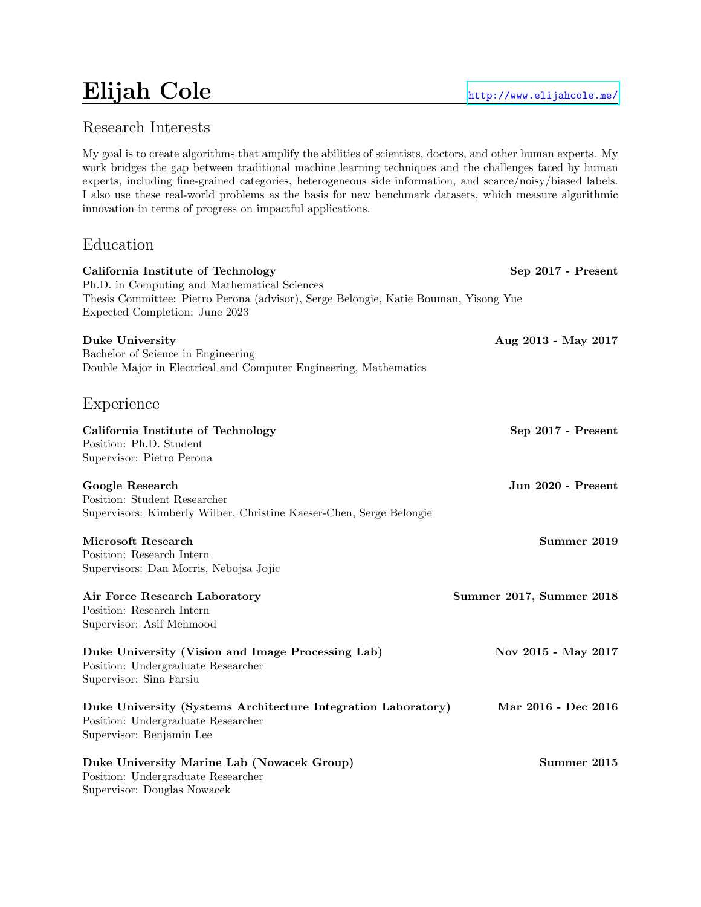# Elijah Cole

http://www.elijahcole.me/

## Research Interests

My goal is to create algorithms that amplify the abilities of scientists, doctors, and other human experts. My work bridges the gap between traditional machine learning techniques and the challenges faced by human experts, including fine-grained categories, heterogeneous side information, and scarce/noisy/biased labels. I also use these real-world problems as the basis for new benchmark datasets, which measure algorithmic innovation in terms of progress on impactful applications.

## Education

**California Institute of Technology** — **Sep 2017 - Present**
Ph.D. in Computing and Mathematical Sciences
Thesis Committee: Pietro Perona (advisor), Serge Belongie, Katie Bouman, Yisong Yue
Expected Completion: June 2023

**Duke University** — **Aug 2013 - May 2017**
Bachelor of Science in Engineering
Double Major in Electrical and Computer Engineering, Mathematics

## Experience

**California Institute of Technology** — **Sep 2017 - Present**
Position: Ph.D. Student
Supervisor: Pietro Perona

**Google Research** — **Jun 2020 - Present**
Position: Student Researcher
Supervisors: Kimberly Wilber, Christine Kaeser-Chen, Serge Belongie

**Microsoft Research** — **Summer 2019**
Position: Research Intern
Supervisors: Dan Morris, Nebojsa Jojic

**Air Force Research Laboratory** — **Summer 2017, Summer 2018**
Position: Research Intern
Supervisor: Asif Mehmood

**Duke University (Vision and Image Processing Lab)** — **Nov 2015 - May 2017**
Position: Undergraduate Researcher
Supervisor: Sina Farsiu

**Duke University (Systems Architecture Integration Laboratory)** — **Mar 2016 - Dec 2016**
Position: Undergraduate Researcher
Supervisor: Benjamin Lee

**Duke University Marine Lab (Nowacek Group)** — **Summer 2015**
Position: Undergraduate Researcher
Supervisor: Douglas Nowacek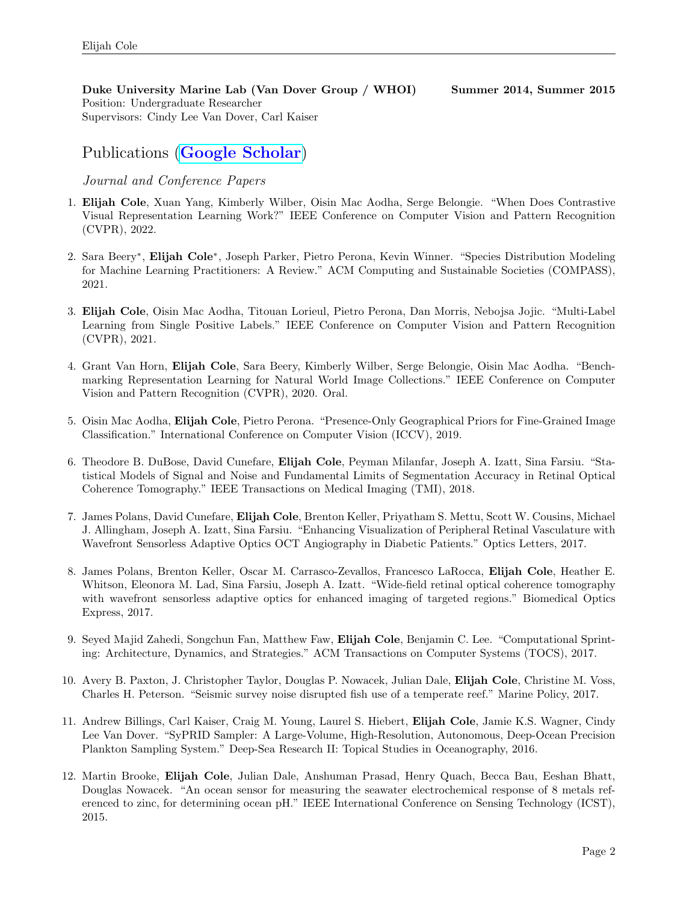**Duke University Marine Lab (Van Dover Group / WHOI)** **Summer 2014, Summer 2015**
Position: Undergraduate Researcher
Supervisors: Cindy Lee Van Dover, Carl Kaiser

## Publications (Google Scholar)

*Journal and Conference Papers*

1. **Elijah Cole**, Xuan Yang, Kimberly Wilber, Oisin Mac Aodha, Serge Belongie. "When Does Contrastive Visual Representation Learning Work?" IEEE Conference on Computer Vision and Pattern Recognition (CVPR), 2022.

2. Sara Beery*, **Elijah Cole***, Joseph Parker, Pietro Perona, Kevin Winner. "Species Distribution Modeling for Machine Learning Practitioners: A Review." ACM Computing and Sustainable Societies (COMPASS), 2021.

3. **Elijah Cole**, Oisin Mac Aodha, Titouan Lorieul, Pietro Perona, Dan Morris, Nebojsa Jojic. "Multi-Label Learning from Single Positive Labels." IEEE Conference on Computer Vision and Pattern Recognition (CVPR), 2021.

4. Grant Van Horn, **Elijah Cole**, Sara Beery, Kimberly Wilber, Serge Belongie, Oisin Mac Aodha. "Benchmarking Representation Learning for Natural World Image Collections." IEEE Conference on Computer Vision and Pattern Recognition (CVPR), 2020. Oral.

5. Oisin Mac Aodha, **Elijah Cole**, Pietro Perona. "Presence-Only Geographical Priors for Fine-Grained Image Classification." International Conference on Computer Vision (ICCV), 2019.

6. Theodore B. DuBose, David Cunefare, **Elijah Cole**, Peyman Milanfar, Joseph A. Izatt, Sina Farsiu. "Statistical Models of Signal and Noise and Fundamental Limits of Segmentation Accuracy in Retinal Optical Coherence Tomography." IEEE Transactions on Medical Imaging (TMI), 2018.

7. James Polans, David Cunefare, **Elijah Cole**, Brenton Keller, Priyatham S. Mettu, Scott W. Cousins, Michael J. Allingham, Joseph A. Izatt, Sina Farsiu. "Enhancing Visualization of Peripheral Retinal Vasculature with Wavefront Sensorless Adaptive Optics OCT Angiography in Diabetic Patients." Optics Letters, 2017.

8. James Polans, Brenton Keller, Oscar M. Carrasco-Zevallos, Francesco LaRocca, **Elijah Cole**, Heather E. Whitson, Eleonora M. Lad, Sina Farsiu, Joseph A. Izatt. "Wide-field retinal optical coherence tomography with wavefront sensorless adaptive optics for enhanced imaging of targeted regions." Biomedical Optics Express, 2017.

9. Seyed Majid Zahedi, Songchun Fan, Matthew Faw, **Elijah Cole**, Benjamin C. Lee. "Computational Sprinting: Architecture, Dynamics, and Strategies." ACM Transactions on Computer Systems (TOCS), 2017.

10. Avery B. Paxton, J. Christopher Taylor, Douglas P. Nowacek, Julian Dale, **Elijah Cole**, Christine M. Voss, Charles H. Peterson. "Seismic survey noise disrupted fish use of a temperate reef." Marine Policy, 2017.

11. Andrew Billings, Carl Kaiser, Craig M. Young, Laurel S. Hiebert, **Elijah Cole**, Jamie K.S. Wagner, Cindy Lee Van Dover. "SyPRID Sampler: A Large-Volume, High-Resolution, Autonomous, Deep-Ocean Precision Plankton Sampling System." Deep-Sea Research II: Topical Studies in Oceanography, 2016.

12. Martin Brooke, **Elijah Cole**, Julian Dale, Anshuman Prasad, Henry Quach, Becca Bau, Eeshan Bhatt, Douglas Nowacek. "An ocean sensor for measuring the seawater electrochemical response of 8 metals referenced to zinc, for determining ocean pH." IEEE International Conference on Sensing Technology (ICST), 2015.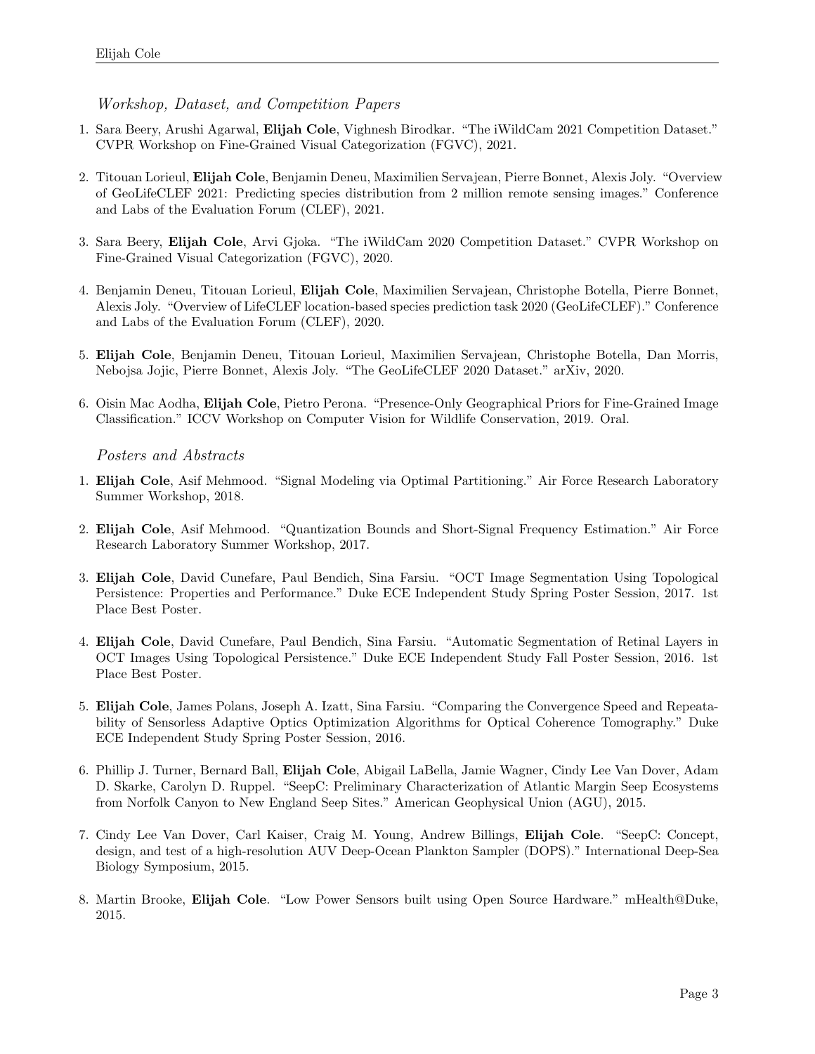### *Workshop, Dataset, and Competition Papers*

1. Sara Beery, Arushi Agarwal, **Elijah Cole**, Vighnesh Birodkar. "The iWildCam 2021 Competition Dataset." CVPR Workshop on Fine-Grained Visual Categorization (FGVC), 2021.

2. Titouan Lorieul, **Elijah Cole**, Benjamin Deneu, Maximilien Servajean, Pierre Bonnet, Alexis Joly. "Overview of GeoLifeCLEF 2021: Predicting species distribution from 2 million remote sensing images." Conference and Labs of the Evaluation Forum (CLEF), 2021.

3. Sara Beery, **Elijah Cole**, Arvi Gjoka. "The iWildCam 2020 Competition Dataset." CVPR Workshop on Fine-Grained Visual Categorization (FGVC), 2020.

4. Benjamin Deneu, Titouan Lorieul, **Elijah Cole**, Maximilien Servajean, Christophe Botella, Pierre Bonnet, Alexis Joly. "Overview of LifeCLEF location-based species prediction task 2020 (GeoLifeCLEF)." Conference and Labs of the Evaluation Forum (CLEF), 2020.

5. **Elijah Cole**, Benjamin Deneu, Titouan Lorieul, Maximilien Servajean, Christophe Botella, Dan Morris, Nebojsa Jojic, Pierre Bonnet, Alexis Joly. "The GeoLifeCLEF 2020 Dataset." arXiv, 2020.

6. Oisin Mac Aodha, **Elijah Cole**, Pietro Perona. "Presence-Only Geographical Priors for Fine-Grained Image Classification." ICCV Workshop on Computer Vision for Wildlife Conservation, 2019. Oral.

### *Posters and Abstracts*

1. **Elijah Cole**, Asif Mehmood. "Signal Modeling via Optimal Partitioning." Air Force Research Laboratory Summer Workshop, 2018.

2. **Elijah Cole**, Asif Mehmood. "Quantization Bounds and Short-Signal Frequency Estimation." Air Force Research Laboratory Summer Workshop, 2017.

3. **Elijah Cole**, David Cunefare, Paul Bendich, Sina Farsiu. "OCT Image Segmentation Using Topological Persistence: Properties and Performance." Duke ECE Independent Study Spring Poster Session, 2017. 1st Place Best Poster.

4. **Elijah Cole**, David Cunefare, Paul Bendich, Sina Farsiu. "Automatic Segmentation of Retinal Layers in OCT Images Using Topological Persistence." Duke ECE Independent Study Fall Poster Session, 2016. 1st Place Best Poster.

5. **Elijah Cole**, James Polans, Joseph A. Izatt, Sina Farsiu. "Comparing the Convergence Speed and Repeatability of Sensorless Adaptive Optics Optimization Algorithms for Optical Coherence Tomography." Duke ECE Independent Study Spring Poster Session, 2016.

6. Phillip J. Turner, Bernard Ball, **Elijah Cole**, Abigail LaBella, Jamie Wagner, Cindy Lee Van Dover, Adam D. Skarke, Carolyn D. Ruppel. "SeepC: Preliminary Characterization of Atlantic Margin Seep Ecosystems from Norfolk Canyon to New England Seep Sites." American Geophysical Union (AGU), 2015.

7. Cindy Lee Van Dover, Carl Kaiser, Craig M. Young, Andrew Billings, **Elijah Cole**. "SeepC: Concept, design, and test of a high-resolution AUV Deep-Ocean Plankton Sampler (DOPS)." International Deep-Sea Biology Symposium, 2015.

8. Martin Brooke, **Elijah Cole**. "Low Power Sensors built using Open Source Hardware." mHealth@Duke, 2015.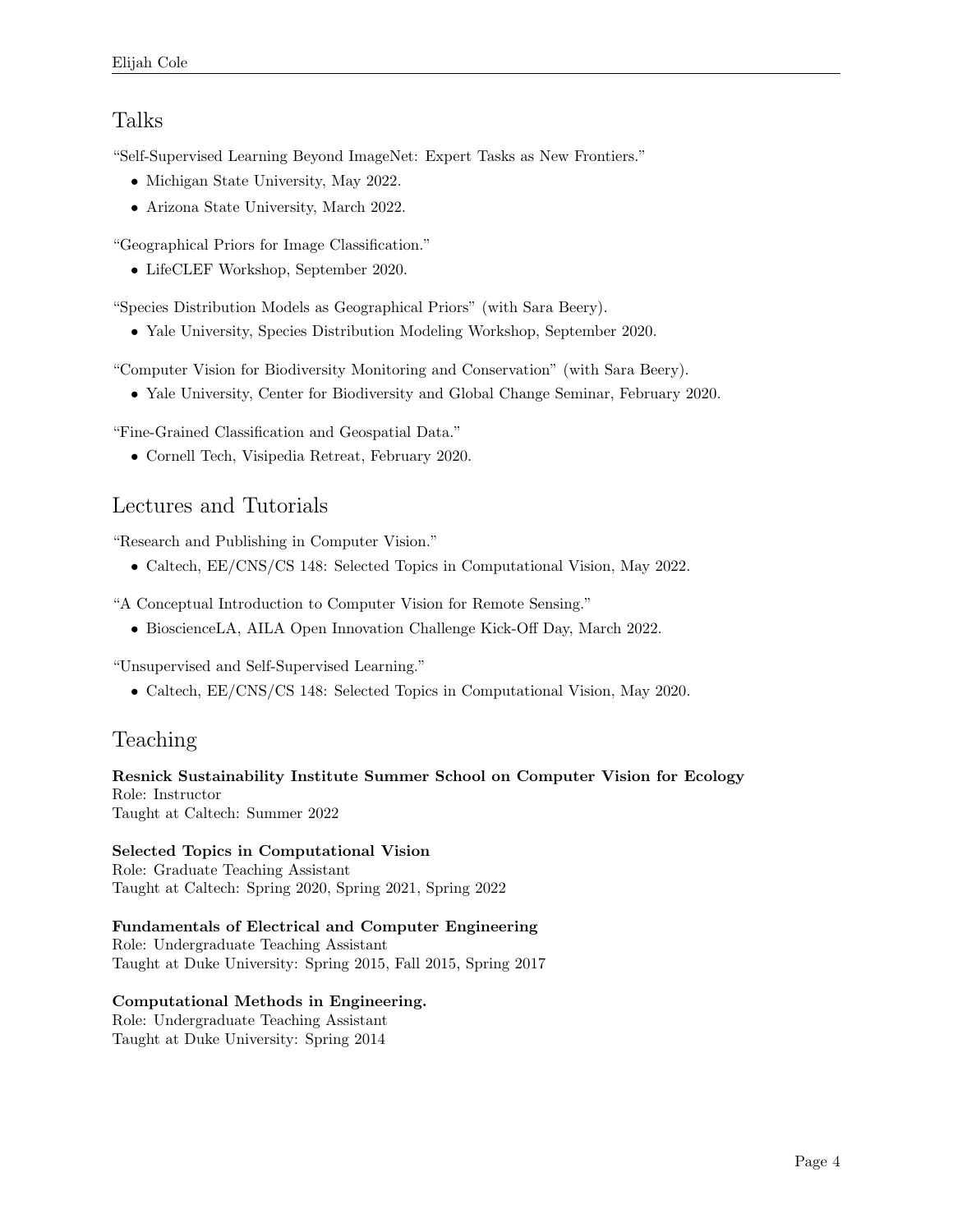## Talks

"Self-Supervised Learning Beyond ImageNet: Expert Tasks as New Frontiers."

- Michigan State University, May 2022.
- Arizona State University, March 2022.

"Geographical Priors for Image Classification."

- LifeCLEF Workshop, September 2020.

"Species Distribution Models as Geographical Priors" (with Sara Beery).

- Yale University, Species Distribution Modeling Workshop, September 2020.

"Computer Vision for Biodiversity Monitoring and Conservation" (with Sara Beery).

- Yale University, Center for Biodiversity and Global Change Seminar, February 2020.

"Fine-Grained Classification and Geospatial Data."

- Cornell Tech, Visipedia Retreat, February 2020.

## Lectures and Tutorials

"Research and Publishing in Computer Vision."

- Caltech, EE/CNS/CS 148: Selected Topics in Computational Vision, May 2022.

"A Conceptual Introduction to Computer Vision for Remote Sensing."

- BioscienceLA, AILA Open Innovation Challenge Kick-Off Day, March 2022.

"Unsupervised and Self-Supervised Learning."

- Caltech, EE/CNS/CS 148: Selected Topics in Computational Vision, May 2020.

## Teaching

**Resnick Sustainability Institute Summer School on Computer Vision for Ecology**
Role: Instructor
Taught at Caltech: Summer 2022

**Selected Topics in Computational Vision**
Role: Graduate Teaching Assistant
Taught at Caltech: Spring 2020, Spring 2021, Spring 2022

**Fundamentals of Electrical and Computer Engineering**
Role: Undergraduate Teaching Assistant
Taught at Duke University: Spring 2015, Fall 2015, Spring 2017

**Computational Methods in Engineering.**
Role: Undergraduate Teaching Assistant
Taught at Duke University: Spring 2014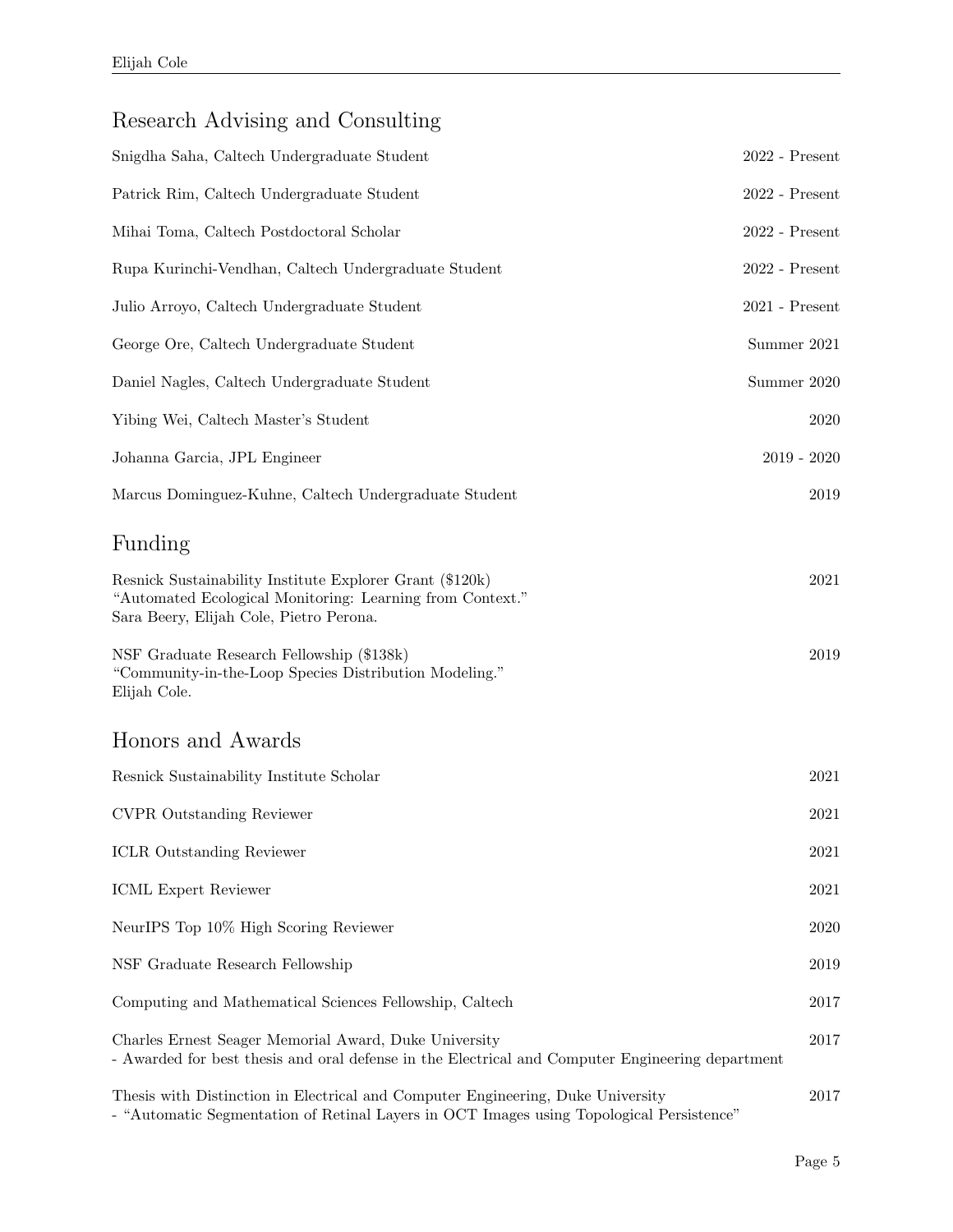## Research Advising and Consulting

Snigdha Saha, Caltech Undergraduate Student — 2022 - Present

Patrick Rim, Caltech Undergraduate Student — 2022 - Present

Mihai Toma, Caltech Postdoctoral Scholar — 2022 - Present

Rupa Kurinchi-Vendhan, Caltech Undergraduate Student — 2022 - Present

Julio Arroyo, Caltech Undergraduate Student — 2021 - Present

George Ore, Caltech Undergraduate Student — Summer 2021

Daniel Nagles, Caltech Undergraduate Student — Summer 2020

Yibing Wei, Caltech Master's Student — 2020

Johanna Garcia, JPL Engineer — 2019 - 2020

Marcus Dominguez-Kuhne, Caltech Undergraduate Student — 2019

## Funding

Resnick Sustainability Institute Explorer Grant ($120k) — 2021
"Automated Ecological Monitoring: Learning from Context."
Sara Beery, Elijah Cole, Pietro Perona.

NSF Graduate Research Fellowship ($138k) — 2019
"Community-in-the-Loop Species Distribution Modeling."
Elijah Cole.

## Honors and Awards

Resnick Sustainability Institute Scholar — 2021

CVPR Outstanding Reviewer — 2021

ICLR Outstanding Reviewer — 2021

ICML Expert Reviewer — 2021

NeurIPS Top 10% High Scoring Reviewer — 2020

NSF Graduate Research Fellowship — 2019

Computing and Mathematical Sciences Fellowship, Caltech — 2017

Charles Ernest Seager Memorial Award, Duke University — 2017
- Awarded for best thesis and oral defense in the Electrical and Computer Engineering department

Thesis with Distinction in Electrical and Computer Engineering, Duke University — 2017
- "Automatic Segmentation of Retinal Layers in OCT Images using Topological Persistence"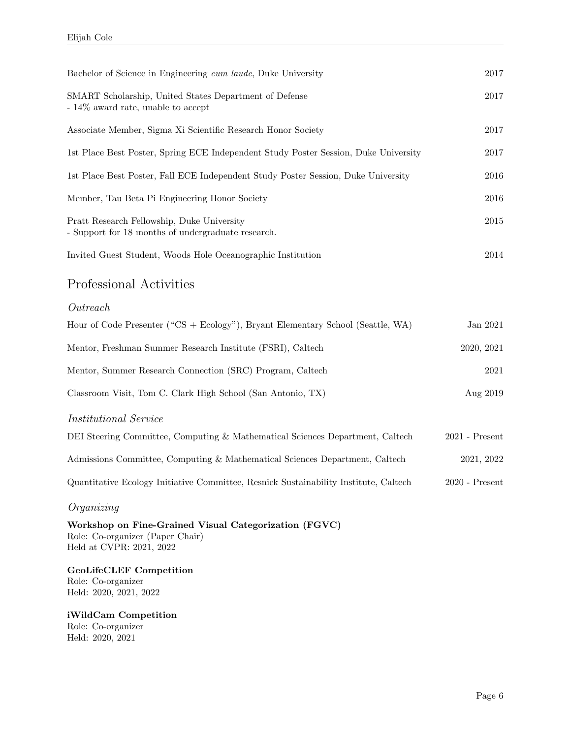Bachelor of Science in Engineering *cum laude*, Duke University — 2017

SMART Scholarship, United States Department of Defense — 2017
- 14% award rate, unable to accept

Associate Member, Sigma Xi Scientific Research Honor Society — 2017

1st Place Best Poster, Spring ECE Independent Study Poster Session, Duke University — 2017

1st Place Best Poster, Fall ECE Independent Study Poster Session, Duke University — 2016

Member, Tau Beta Pi Engineering Honor Society — 2016

Pratt Research Fellowship, Duke University — 2015
- Support for 18 months of undergraduate research.

Invited Guest Student, Woods Hole Oceanographic Institution — 2014

## Professional Activities

### *Outreach*

Hour of Code Presenter ("CS + Ecology"), Bryant Elementary School (Seattle, WA) — Jan 2021

Mentor, Freshman Summer Research Institute (FSRI), Caltech — 2020, 2021

Mentor, Summer Research Connection (SRC) Program, Caltech — 2021

Classroom Visit, Tom C. Clark High School (San Antonio, TX) — Aug 2019

### *Institutional Service*

DEI Steering Committee, Computing & Mathematical Sciences Department, Caltech — 2021 - Present

Admissions Committee, Computing & Mathematical Sciences Department, Caltech — 2021, 2022

Quantitative Ecology Initiative Committee, Resnick Sustainability Institute, Caltech — 2020 - Present

### *Organizing*

**Workshop on Fine-Grained Visual Categorization (FGVC)**
Role: Co-organizer (Paper Chair)
Held at CVPR: 2021, 2022

**GeoLifeCLEF Competition**
Role: Co-organizer
Held: 2020, 2021, 2022

**iWildCam Competition**
Role: Co-organizer
Held: 2020, 2021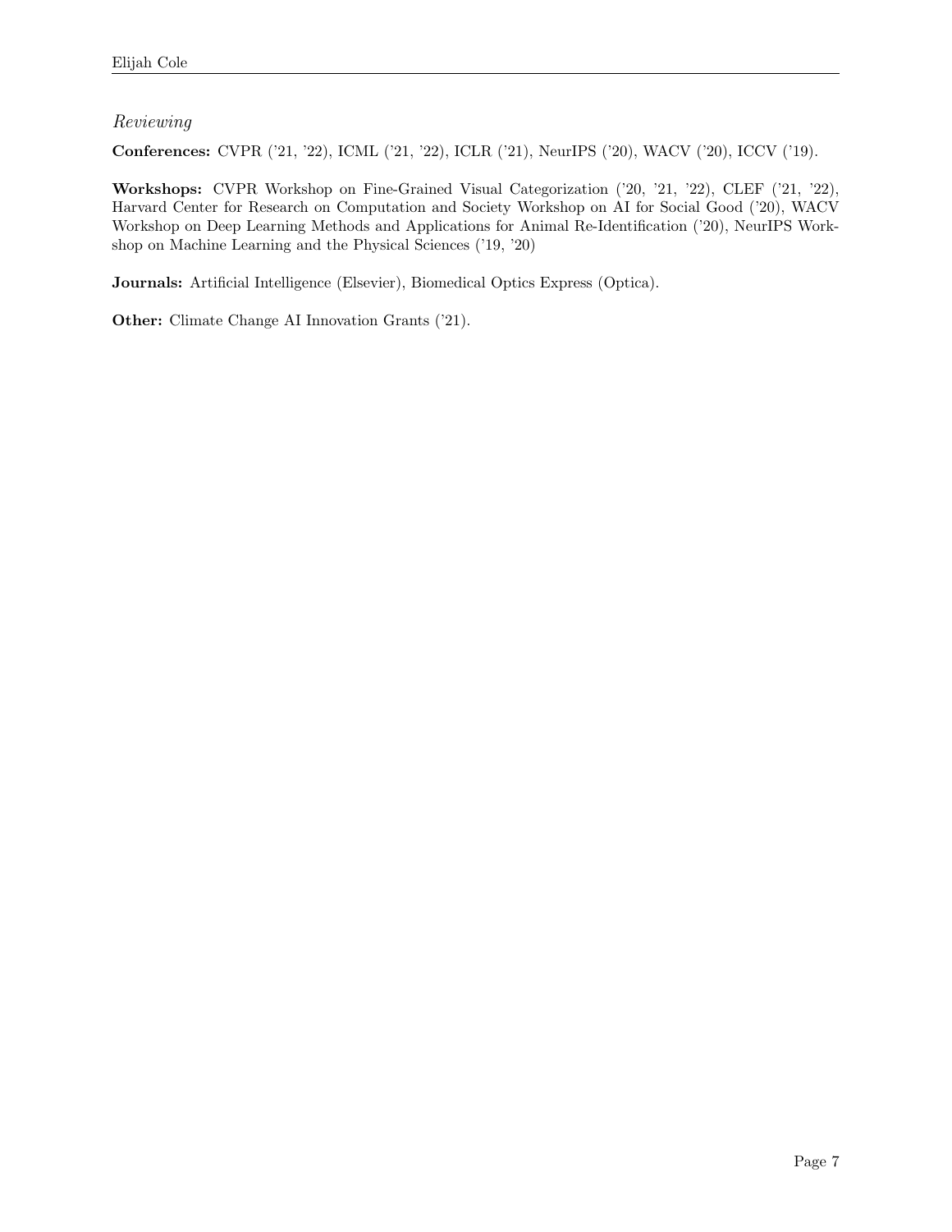### *Reviewing*

**Conferences:** CVPR ('21, '22), ICML ('21, '22), ICLR ('21), NeurIPS ('20), WACV ('20), ICCV ('19).

**Workshops:** CVPR Workshop on Fine-Grained Visual Categorization ('20, '21, '22), CLEF ('21, '22), Harvard Center for Research on Computation and Society Workshop on AI for Social Good ('20), WACV Workshop on Deep Learning Methods and Applications for Animal Re-Identification ('20), NeurIPS Workshop on Machine Learning and the Physical Sciences ('19, '20)

**Journals:** Artificial Intelligence (Elsevier), Biomedical Optics Express (Optica).

**Other:** Climate Change AI Innovation Grants ('21).